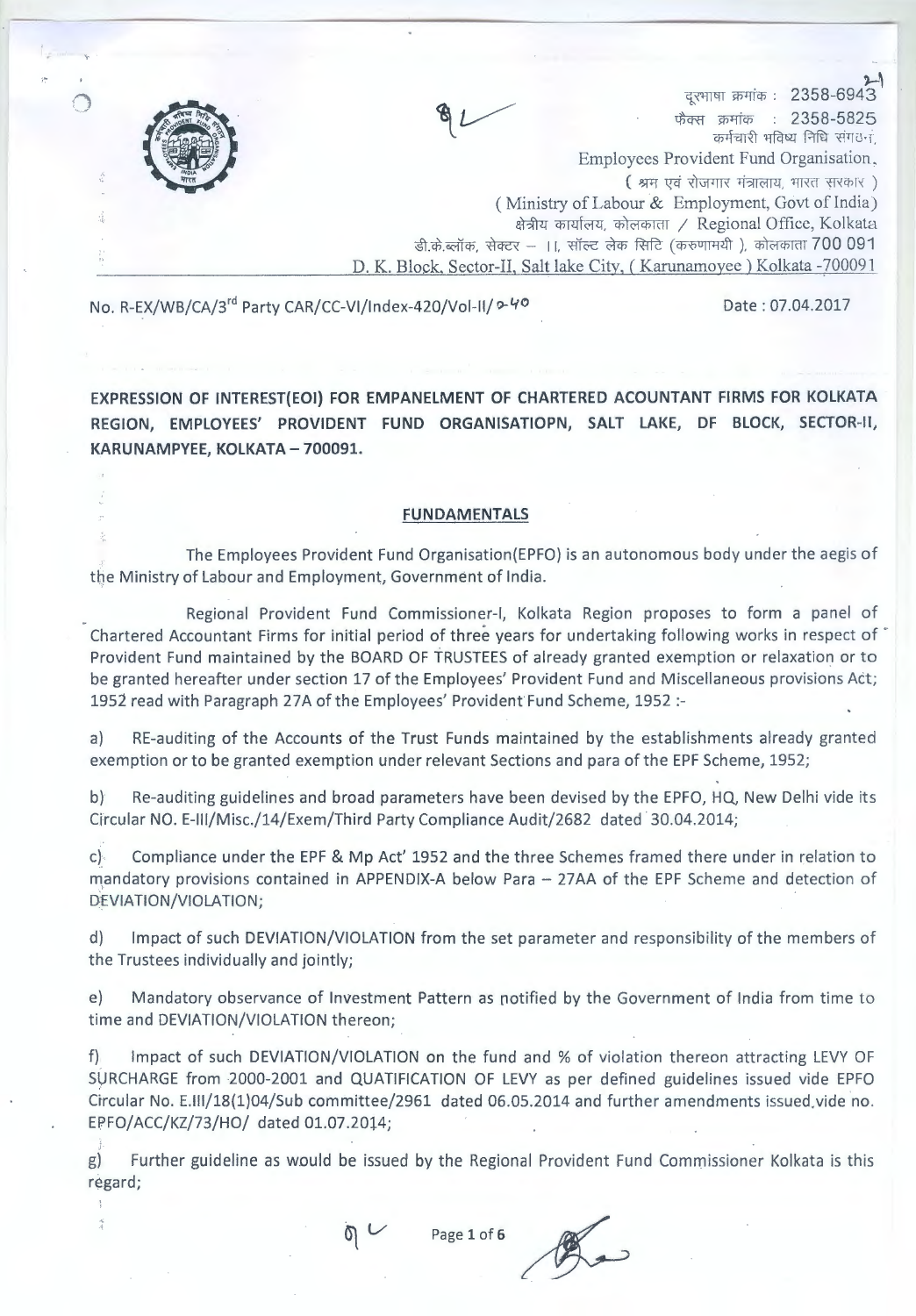दूरभाषा क्रमांक : 2358-6943
फैक्स क्रमांक : 2358-5825
कर्मचारी भविष्य निधि संगठन,
Employees Provident Fund Organisation,
( श्रम एवं रोजगार मंत्रालय, भारत सरकार )
( Ministry of Labour & Employment, Govt of India)
क्षेत्रीय कार्यालय, कोलकाता / Regional Office, Kolkata
डी.के.ब्लॉक, सेक्टर – II, सॉल्ट लेक सिटि (करुणामयी ), कोलकाता 700 091
D. K. Block, Sector-II, Salt lake City, ( Karunamoyee ) Kolkata -700091

No. R-EX/WB/CA/3rd Party CAR/CC-VI/Index-420/Vol-II/ 2-40 Date : 07.04.2017

**EXPRESSION OF INTEREST(EOI) FOR EMPANELMENT OF CHARTERED ACOUNTANT FIRMS FOR KOLKATA REGION, EMPLOYEES' PROVIDENT FUND ORGANISATIOPN, SALT LAKE, DF BLOCK, SECTOR-II, KARUNAMPYEE, KOLKATA – 700091.**

## FUNDAMENTALS

The Employees Provident Fund Organisation(EPFO) is an autonomous body under the aegis of the Ministry of Labour and Employment, Government of India.

Regional Provident Fund Commissioner-I, Kolkata Region proposes to form a panel of Chartered Accountant Firms for initial period of three years for undertaking following works in respect of Provident Fund maintained by the BOARD OF TRUSTEES of already granted exemption or relaxation or to be granted hereafter under section 17 of the Employees' Provident Fund and Miscellaneous provisions Act; 1952 read with Paragraph 27A of the Employees' Provident Fund Scheme, 1952 :-

a) RE-auditing of the Accounts of the Trust Funds maintained by the establishments already granted exemption or to be granted exemption under relevant Sections and para of the EPF Scheme, 1952;

b) Re-auditing guidelines and broad parameters have been devised by the EPFO, HQ, New Delhi vide its Circular NO. E-III/Misc./14/Exem/Third Party Compliance Audit/2682 dated 30.04.2014;

c) Compliance under the EPF & Mp Act' 1952 and the three Schemes framed there under in relation to mandatory provisions contained in APPENDIX-A below Para – 27AA of the EPF Scheme and detection of DEVIATION/VIOLATION;

d) Impact of such DEVIATION/VIOLATION from the set parameter and responsibility of the members of the Trustees individually and jointly;

e) Mandatory observance of Investment Pattern as notified by the Government of India from time to time and DEVIATION/VIOLATION thereon;

f) Impact of such DEVIATION/VIOLATION on the fund and % of violation thereon attracting LEVY OF SURCHARGE from 2000-2001 and QUATIFICATION OF LEVY as per defined guidelines issued vide EPFO Circular No. E.III/18(1)04/Sub committee/2961 dated 06.05.2014 and further amendments issued vide no. EPFO/ACC/KZ/73/HO/ dated 01.07.2014;

g) Further guideline as would be issued by the Regional Provident Fund Commissioner Kolkata is this regard;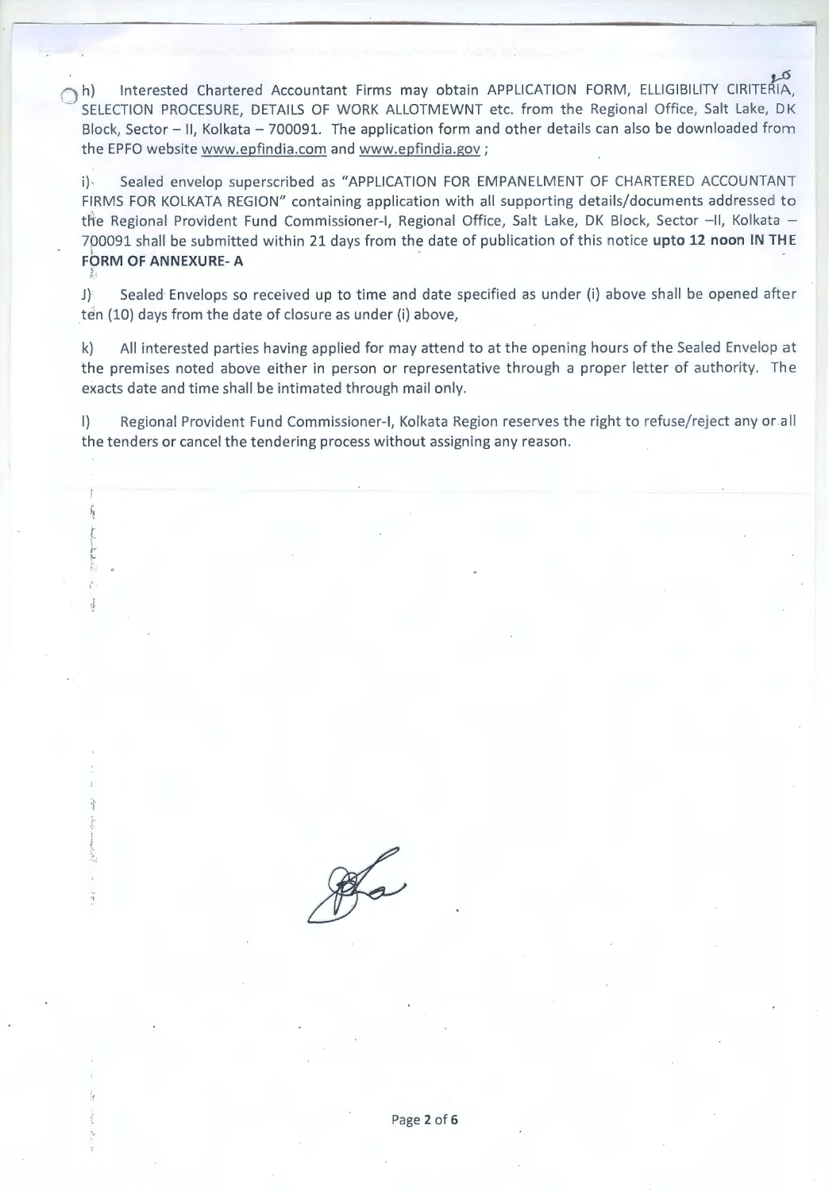h) Interested Chartered Accountant Firms may obtain APPLICATION FORM, ELLIGIBILITY CIRITERIA, SELECTION PROCESURE, DETAILS OF WORK ALLOTMEWNT etc. from the Regional Office, Salt Lake, DK Block, Sector – II, Kolkata – 700091. The application form and other details can also be downloaded from the EPFO website www.epfindia.com and www.epfindia.gov ;

i) Sealed envelop superscribed as "APPLICATION FOR EMPANELMENT OF CHARTERED ACCOUNTANT FIRMS FOR KOLKATA REGION" containing application with all supporting details/documents addressed to the Regional Provident Fund Commissioner-I, Regional Office, Salt Lake, DK Block, Sector –II, Kolkata – 700091 shall be submitted within 21 days from the date of publication of this notice **upto 12 noon IN THE FORM OF ANNEXURE- A**

J) Sealed Envelops so received up to time and date specified as under (i) above shall be opened after ten (10) days from the date of closure as under (i) above,

k) All interested parties having applied for may attend to at the opening hours of the Sealed Envelop at the premises noted above either in person or representative through a proper letter of authority. The exacts date and time shall be intimated through mail only.

l) Regional Provident Fund Commissioner-I, Kolkata Region reserves the right to refuse/reject any or all the tenders or cancel the tendering process without assigning any reason.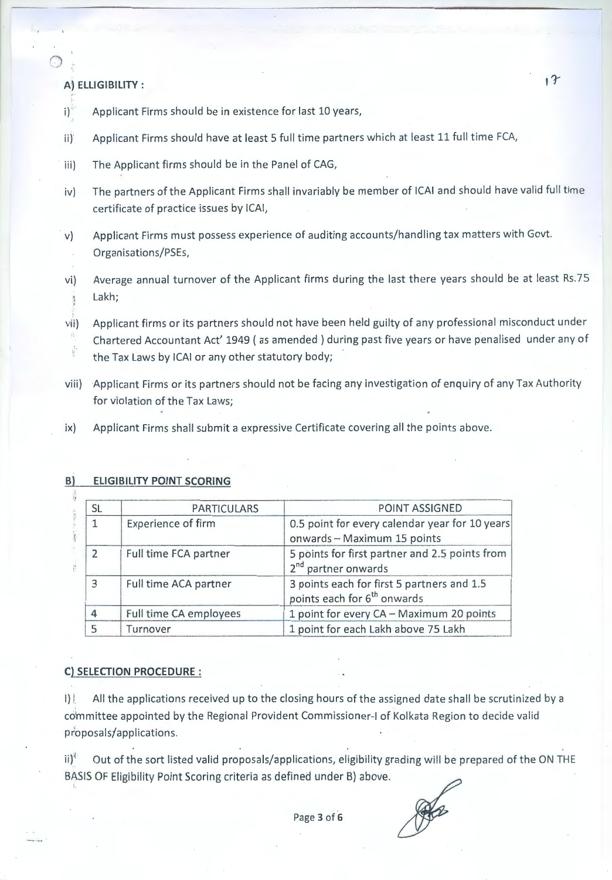## A) ELLIGIBILITY :

i) Applicant Firms should be in existence for last 10 years,

ii) Applicant Firms should have at least 5 full time partners which at least 11 full time FCA,

iii) The Applicant firms should be in the Panel of CAG,

iv) The partners of the Applicant Firms shall invariably be member of ICAI and should have valid full time certificate of practice issues by ICAI,

v) Applicant Firms must possess experience of auditing accounts/handling tax matters with Govt. Organisations/PSEs,

vi) Average annual turnover of the Applicant firms during the last there years should be at least Rs.75 Lakh;

vii) Applicant firms or its partners should not have been held guilty of any professional misconduct under Chartered Accountant Act' 1949 ( as amended ) during past five years or have penalised under any of the Tax Laws by ICAI or any other statutory body;

viii) Applicant Firms or its partners should not be facing any investigation of enquiry of any Tax Authority for violation of the Tax Laws;

ix) Applicant Firms shall submit a expressive Certificate covering all the points above.

## B) ELIGIBILITY POINT SCORING

| SL | PARTICULARS | POINT ASSIGNED |
|---|---|---|
| 1 | Experience of firm | 0.5 point for every calendar year for 10 years onwards – Maximum 15 points |
| 2 | Full time FCA partner | 5 points for first partner and 2.5 points from 2nd partner onwards |
| 3 | Full time ACA partner | 3 points each for first 5 partners and 1.5 points each for 6th onwards |
| 4 | Full time CA employees | 1 point for every CA – Maximum 20 points |
| 5 | Turnover | 1 point for each Lakh above 75 Lakh |

## C) SELECTION PROCEDURE :

I) All the applications received up to the closing hours of the assigned date shall be scrutinized by a committee appointed by the Regional Provident Commissioner-I of Kolkata Region to decide valid proposals/applications.

ii) Out of the sort listed valid proposals/applications, eligibility grading will be prepared of the ON THE BASIS OF Eligibility Point Scoring criteria as defined under B) above.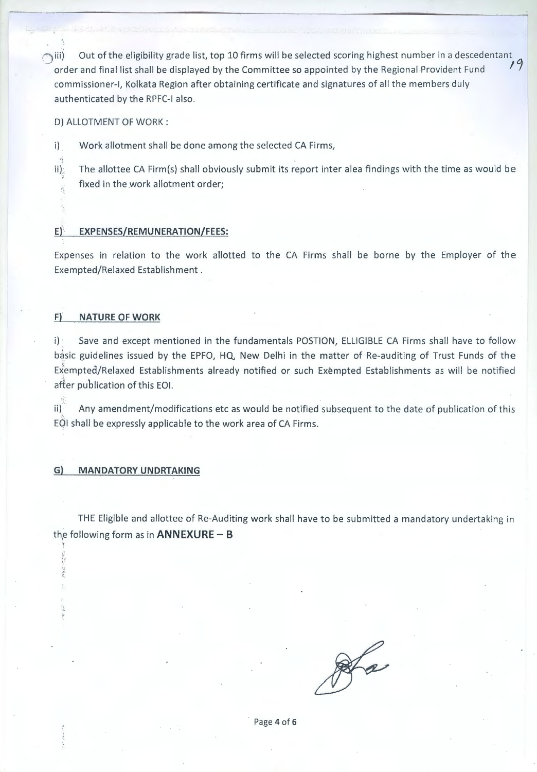iii) Out of the eligibility grade list, top 10 firms will be selected scoring highest number in a descedentant order and final list shall be displayed by the Committee so appointed by the Regional Provident Fund commissioner-I, Kolkata Region after obtaining certificate and signatures of all the members duly authenticated by the RPFC-I also.

D) ALLOTMENT OF WORK :

i) Work allotment shall be done among the selected CA Firms,

ii) The allottee CA Firm(s) shall obviously submit its report inter alea findings with the time as would be fixed in the work allotment order;

**E) EXPENSES/REMUNERATION/FEES:**

Expenses in relation to the work allotted to the CA Firms shall be borne by the Employer of the Exempted/Relaxed Establishment .

**F) NATURE OF WORK**

i) Save and except mentioned in the fundamentals POSTION, ELLIGIBLE CA Firms shall have to follow basic guidelines issued by the EPFO, HQ, New Delhi in the matter of Re-auditing of Trust Funds of the Exempted/Relaxed Establishments already notified or such Exempted Establishments as will be notified after publication of this EOI.

ii) Any amendment/modifications etc as would be notified subsequent to the date of publication of this EOI shall be expressly applicable to the work area of CA Firms.

**G) MANDATORY UNDRTAKING**

THE Eligible and allottee of Re-Auditing work shall have to be submitted a mandatory undertaking in the following form as in **ANNEXURE – B**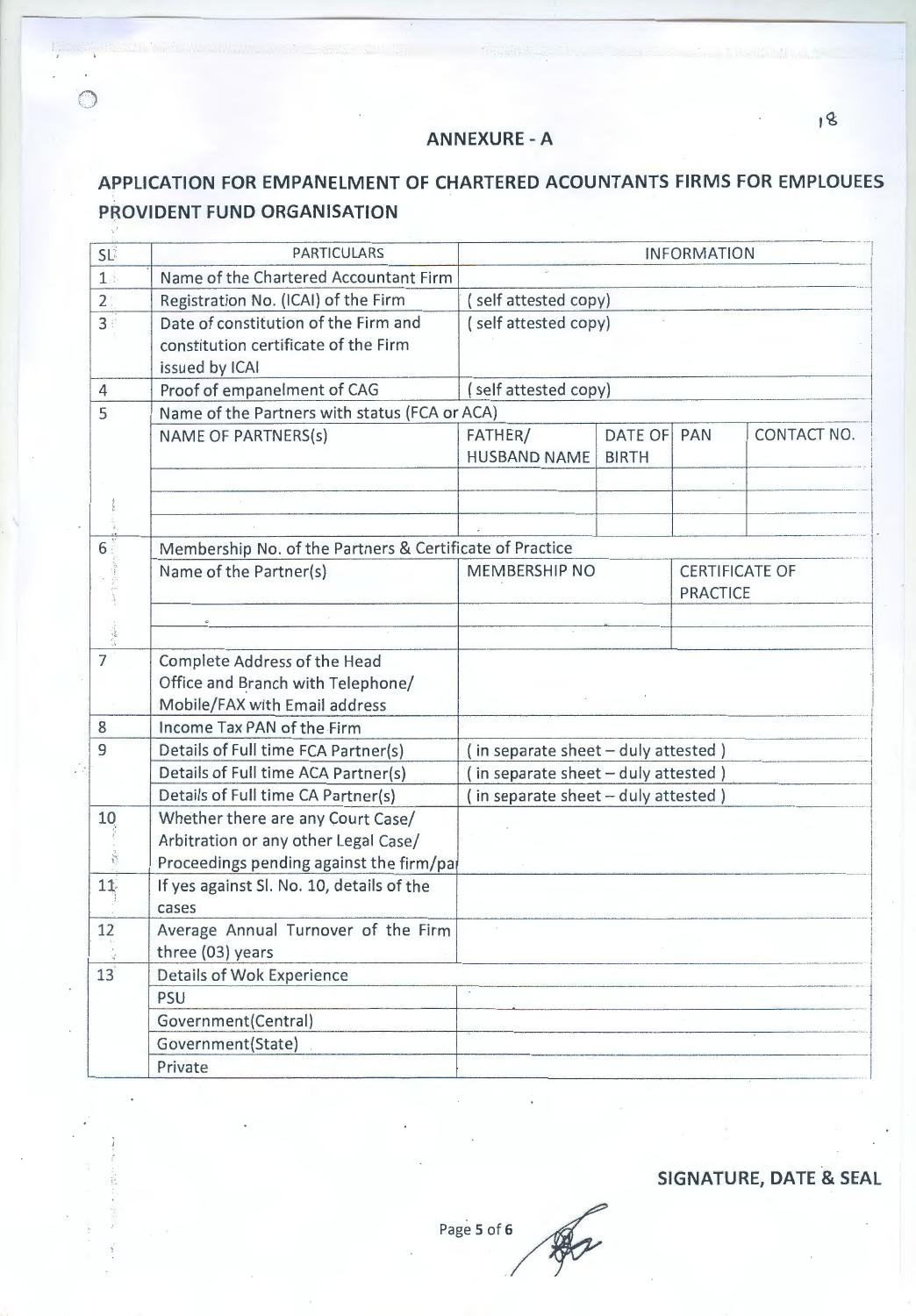## ANNEXURE - A

## APPLICATION FOR EMPANELMENT OF CHARTERED ACOUNTANTS FIRMS FOR EMPLOUEES PROVIDENT FUND ORGANISATION

| SL | PARTICULARS | INFORMATION | | | |
|---|---|---|---|---|---|
| 1 | Name of the Chartered Accountant Firm | | | | |
| 2 | Registration No. (ICAI) of the Firm | ( self attested copy) | | | |
| 3 | Date of constitution of the Firm and constitution certificate of the Firm issued by ICAI | ( self attested copy) | | | |
| 4 | Proof of empanelment of CAG | ( self attested copy) | | | |
| 5 | Name of the Partners with status (FCA or ACA) | | | | |
| | NAME OF PARTNERS(s) | FATHER/ HUSBAND NAME | DATE OF BIRTH | PAN | CONTACT NO. |
| | | | | | |
| | | | | | |
| | | | | | |
| 6 | Membership No. of the Partners & Certificate of Practice | | | | |
| | Name of the Partner(s) | MEMBERSHIP NO | | CERTIFICATE OF PRACTICE | |
| | | | | | |
| | | | | | |
| 7 | Complete Address of the Head Office and Branch with Telephone/ Mobile/FAX with Email address | | | | |
| 8 | Income Tax PAN of the Firm | | | | |
| 9 | Details of Full time FCA Partner(s) | ( in separate sheet – duly attested ) | | | |
| | Details of Full time ACA Partner(s) | ( in separate sheet – duly attested ) | | | |
| | Details of Full time CA Partner(s) | ( in separate sheet – duly attested ) | | | |
| 10 | Whether there are any Court Case/ Arbitration or any other Legal Case/ Proceedings pending against the firm/pa | | | | |
| 11 | If yes against Sl. No. 10, details of the cases | | | | |
| 12 | Average Annual Turnover of the Firm three (03) years | | | | |
| 13 | Details of Wok Experience | | | | |
| | PSU | | | | |
| | Government(Central) | | | | |
| | Government(State) | | | | |
| | Private | | | | |

**SIGNATURE, DATE & SEAL**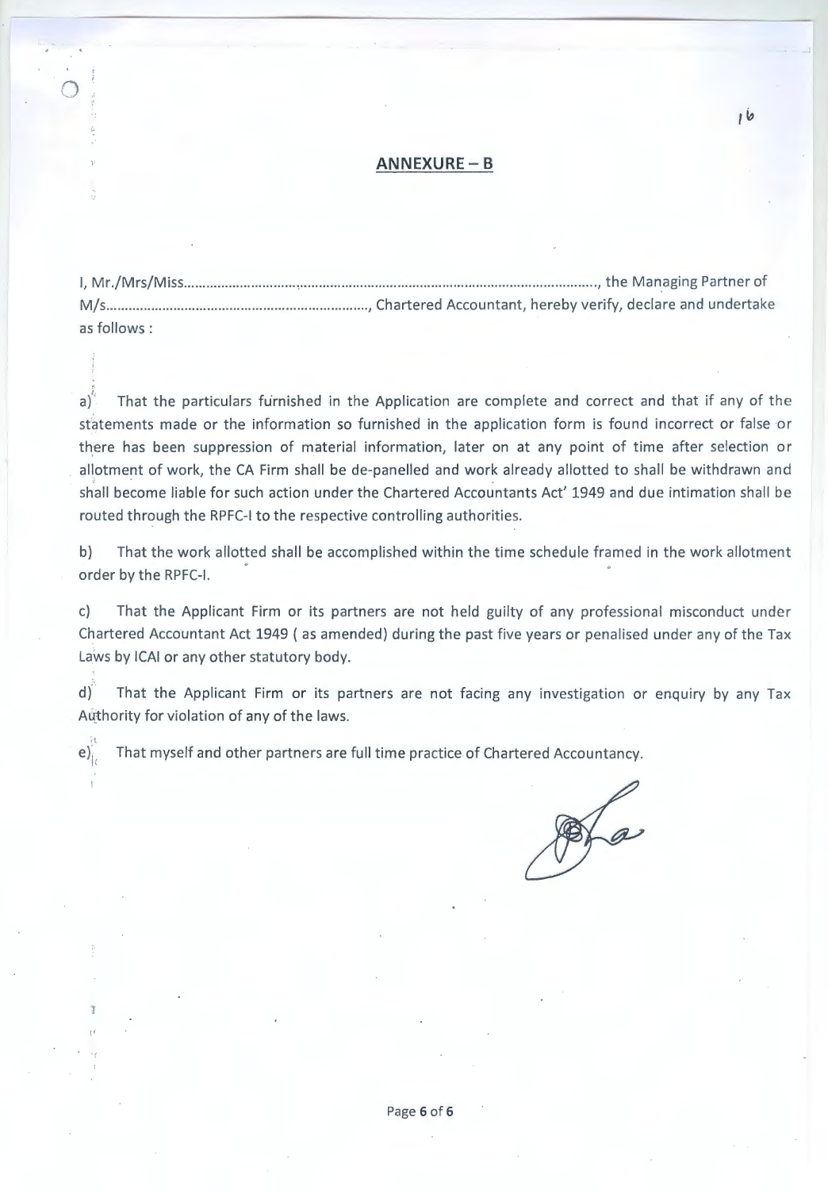## ANNEXURE – B

I, Mr./Mrs/Miss..............................................................................................................., the Managing Partner of M/s......................................................................, Chartered Accountant, hereby verify, declare and undertake as follows :

a) That the particulars furnished in the Application are complete and correct and that if any of the statements made or the information so furnished in the application form is found incorrect or false or there has been suppression of material information, later on at any point of time after selection or allotment of work, the CA Firm shall be de-panelled and work already allotted to shall be withdrawn and shall become liable for such action under the Chartered Accountants Act' 1949 and due intimation shall be routed through the RPFC-I to the respective controlling authorities.

b) That the work allotted shall be accomplished within the time schedule framed in the work allotment order by the RPFC-I.

c) That the Applicant Firm or its partners are not held guilty of any professional misconduct under Chartered Accountant Act 1949 ( as amended) during the past five years or penalised under any of the Tax Laws by ICAI or any other statutory body.

d) That the Applicant Firm or its partners are not facing any investigation or enquiry by any Tax Authority for violation of any of the laws.

e) That myself and other partners are full time practice of Chartered Accountancy.